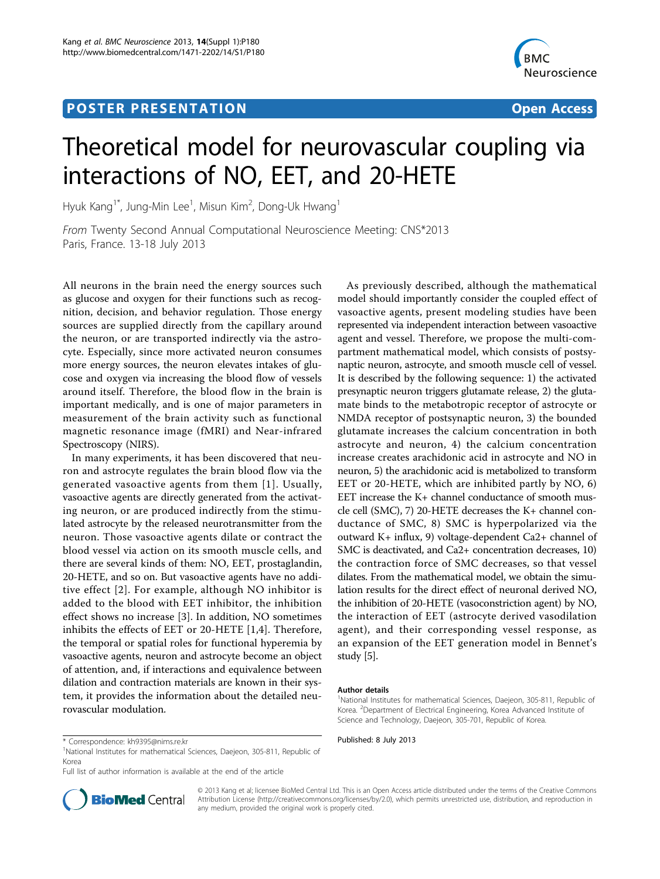**POSTER PRESENTATION** **Open Access**

# Theoretical model for neurovascular coupling via interactions of NO, EET, and 20-HETE

Hyuk Kang[1*], Jung-Min Lee[1], Misun Kim[2], Dong-Uk Hwang[1]

*From* Twenty Second Annual Computational Neuroscience Meeting: CNS*2013
Paris, France. 13-18 July 2013

All neurons in the brain need the energy sources such as glucose and oxygen for their functions such as recognition, decision, and behavior regulation. Those energy sources are supplied directly from the capillary around the neuron, or are transported indirectly via the astrocyte. Especially, since more activated neuron consumes more energy sources, the neuron elevates intakes of glucose and oxygen via increasing the blood flow of vessels around itself. Therefore, the blood flow in the brain is important medically, and is one of major parameters in measurement of the brain activity such as functional magnetic resonance image (fMRI) and Near-infrared Spectroscopy (NIRS).

In many experiments, it has been discovered that neuron and astrocyte regulates the brain blood flow via the generated vasoactive agents from them [1]. Usually, vasoactive agents are directly generated from the activating neuron, or are produced indirectly from the stimulated astrocyte by the released neurotransmitter from the neuron. Those vasoactive agents dilate or contract the blood vessel via action on its smooth muscle cells, and there are several kinds of them: NO, EET, prostaglandin, 20-HETE, and so on. But vasoactive agents have no additive effect [2]. For example, although NO inhibitor is added to the blood with EET inhibitor, the inhibition effect shows no increase [3]. In addition, NO sometimes inhibits the effects of EET or 20-HETE [1,4]. Therefore, the temporal or spatial roles for functional hyperemia by vasoactive agents, neuron and astrocyte become an object of attention, and, if interactions and equivalence between dilation and contraction materials are known in their system, it provides the information about the detailed neurovascular modulation.

As previously described, although the mathematical model should importantly consider the coupled effect of vasoactive agents, present modeling studies have been represented via independent interaction between vasoactive agent and vessel. Therefore, we propose the multi-compartment mathematical model, which consists of postsynaptic neuron, astrocyte, and smooth muscle cell of vessel. It is described by the following sequence: 1) the activated presynaptic neuron triggers glutamate release, 2) the glutamate binds to the metabotropic receptor of astrocyte or NMDA receptor of postsynaptic neuron, 3) the bounded glutamate increases the calcium concentration in both astrocyte and neuron, 4) the calcium concentration increase creates arachidonic acid in astrocyte and NO in neuron, 5) the arachidonic acid is metabolized to transform EET or 20-HETE, which are inhibited partly by NO, 6) EET increase the K+ channel conductance of smooth muscle cell (SMC), 7) 20-HETE decreases the K+ channel conductance of SMC, 8) SMC is hyperpolarized via the outward K+ influx, 9) voltage-dependent Ca2+ channel of SMC is deactivated, and Ca2+ concentration decreases, 10) the contraction force of SMC decreases, so that vessel dilates. From the mathematical model, we obtain the simulation results for the direct effect of neuronal derived NO, the inhibition of 20-HETE (vasoconstriction agent) by NO, the interaction of EET (astrocyte derived vasodilation agent), and their corresponding vessel response, as an expansion of the EET generation model in Bennet's study [5].

**Author details**
[1]National Institutes for mathematical Sciences, Daejeon, 305-811, Republic of Korea. [2]Department of Electrical Engineering, Korea Advanced Institute of Science and Technology, Daejeon, 305-701, Republic of Korea.

Published: 8 July 2013

* Correspondence: kh9395@nims.re.kr
[1]National Institutes for mathematical Sciences, Daejeon, 305-811, Republic of Korea
Full list of author information is available at the end of the article

© 2013 Kang et al; licensee BioMed Central Ltd. This is an Open Access article distributed under the terms of the Creative Commons Attribution License (http://creativecommons.org/licenses/by/2.0), which permits unrestricted use, distribution, and reproduction in any medium, provided the original work is properly cited.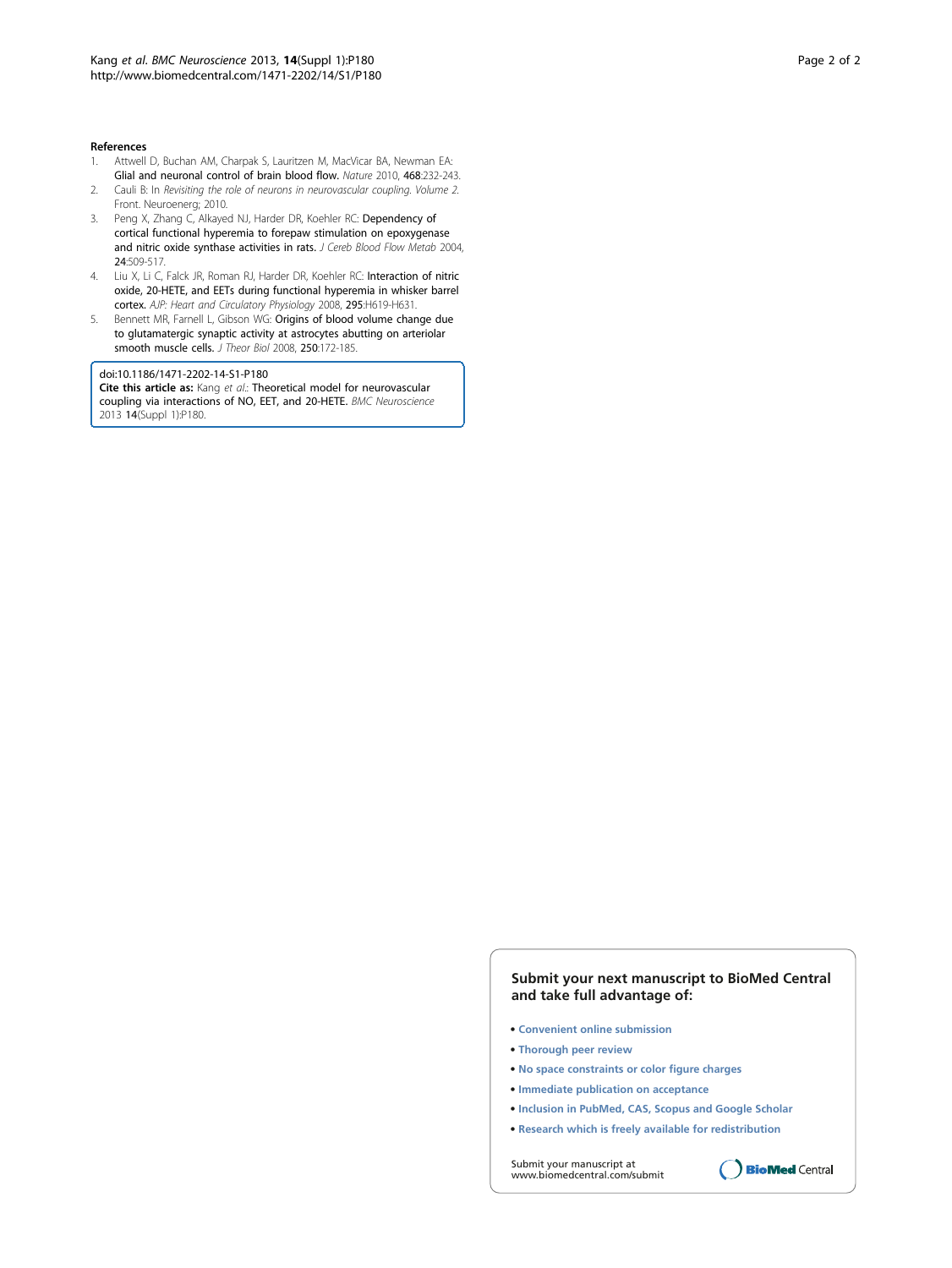## References

1. Attwell D, Buchan AM, Charpak S, Lauritzen M, MacVicar BA, Newman EA: **Glial and neuronal control of brain blood flow.** *Nature* 2010, **468**:232-243.
2. Cauli B: In *Revisiting the role of neurons in neurovascular coupling. Volume 2.* Front. Neuroenerg; 2010.
3. Peng X, Zhang C, Alkayed NJ, Harder DR, Koehler RC: **Dependency of cortical functional hyperemia to forepaw stimulation on epoxygenase and nitric oxide synthase activities in rats.** *J Cereb Blood Flow Metab* 2004, **24**:509-517.
4. Liu X, Li C, Falck JR, Roman RJ, Harder DR, Koehler RC: **Interaction of nitric oxide, 20-HETE, and EETs during functional hyperemia in whisker barrel cortex.** *AJP: Heart and Circulatory Physiology* 2008, **295**:H619-H631.
5. Bennett MR, Farnell L, Gibson WG: **Origins of blood volume change due to glutamatergic synaptic activity at astrocytes abutting on arteriolar smooth muscle cells.** *J Theor Biol* 2008, **250**:172-185.

doi:10.1186/1471-2202-14-S1-P180
**Cite this article as:** Kang *et al.*: Theoretical model for neurovascular coupling via interactions of NO, EET, and 20-HETE. *BMC Neuroscience* 2013 **14**(Suppl 1):P180.

**Submit your next manuscript to BioMed Central and take full advantage of:**

- **Convenient online submission**
- **Thorough peer review**
- **No space constraints or color figure charges**
- **Immediate publication on acceptance**
- **Inclusion in PubMed, CAS, Scopus and Google Scholar**
- **Research which is freely available for redistribution**

Submit your manuscript at
www.biomedcentral.com/submit

BioMed Central